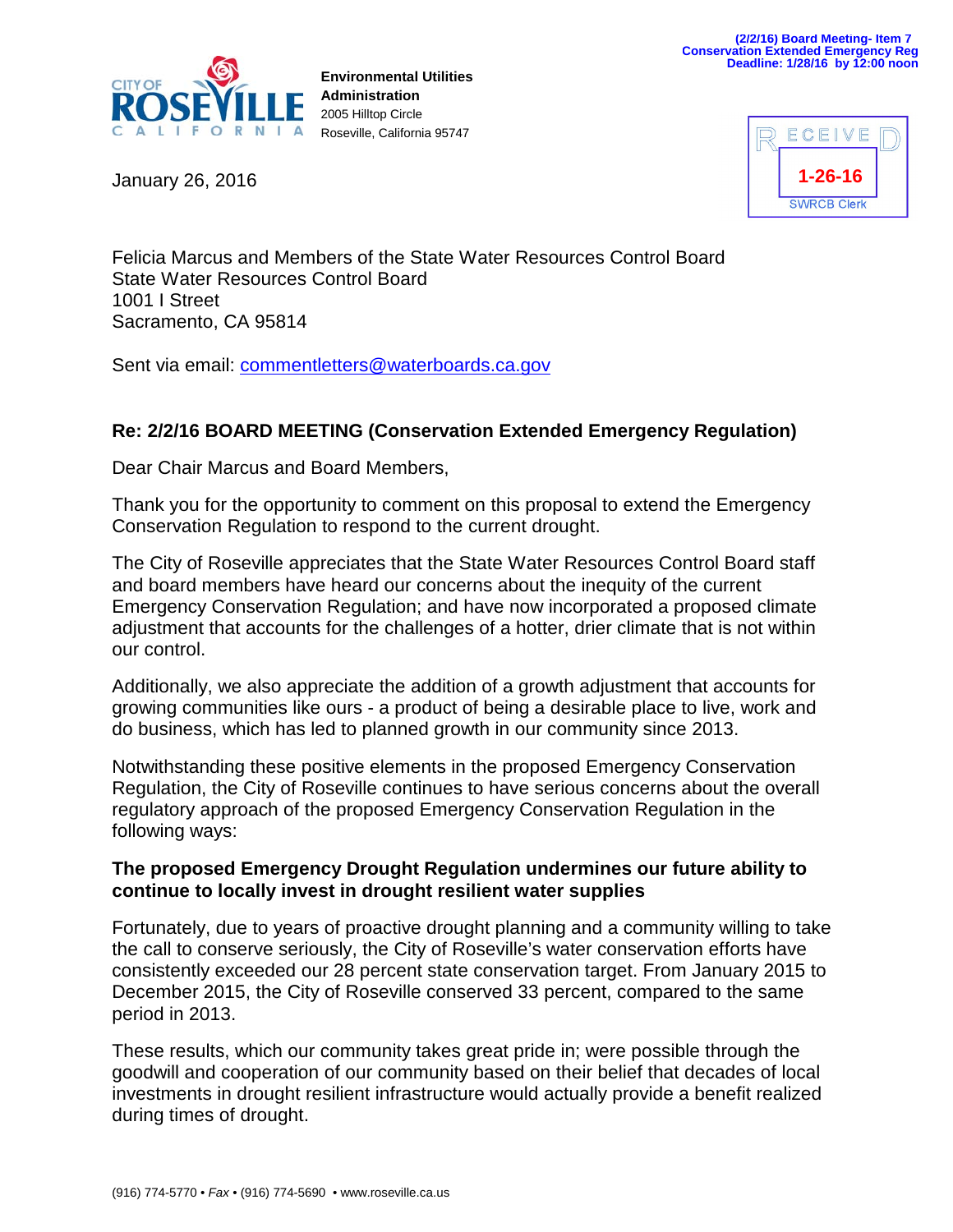(2/2/16) Board Meeting- Item 7
Conservation Extended Emergency Reg
Deadline: 1/28/16 by 12:00 noon

CITY OF ROSEVILLE CALIFORNIA

**Environmental Utilities Administration**
2005 Hilltop Circle
Roseville, California 95747

RECEIVED
1-26-16
SWRCB Clerk

January 26, 2016

Felicia Marcus and Members of the State Water Resources Control Board
State Water Resources Control Board
1001 I Street
Sacramento, CA 95814

Sent via email: commentletters@waterboards.ca.gov

**Re: 2/2/16 BOARD MEETING (Conservation Extended Emergency Regulation)**

Dear Chair Marcus and Board Members,

Thank you for the opportunity to comment on this proposal to extend the Emergency Conservation Regulation to respond to the current drought.

The City of Roseville appreciates that the State Water Resources Control Board staff and board members have heard our concerns about the inequity of the current Emergency Conservation Regulation; and have now incorporated a proposed climate adjustment that accounts for the challenges of a hotter, drier climate that is not within our control.

Additionally, we also appreciate the addition of a growth adjustment that accounts for growing communities like ours - a product of being a desirable place to live, work and do business, which has led to planned growth in our community since 2013.

Notwithstanding these positive elements in the proposed Emergency Conservation Regulation, the City of Roseville continues to have serious concerns about the overall regulatory approach of the proposed Emergency Conservation Regulation in the following ways:

**The proposed Emergency Drought Regulation undermines our future ability to continue to locally invest in drought resilient water supplies**

Fortunately, due to years of proactive drought planning and a community willing to take the call to conserve seriously, the City of Roseville's water conservation efforts have consistently exceeded our 28 percent state conservation target. From January 2015 to December 2015, the City of Roseville conserved 33 percent, compared to the same period in 2013.

These results, which our community takes great pride in; were possible through the goodwill and cooperation of our community based on their belief that decades of local investments in drought resilient infrastructure would actually provide a benefit realized during times of drought.

(916) 774-5770 • *Fax* • (916) 774-5690 • www.roseville.ca.us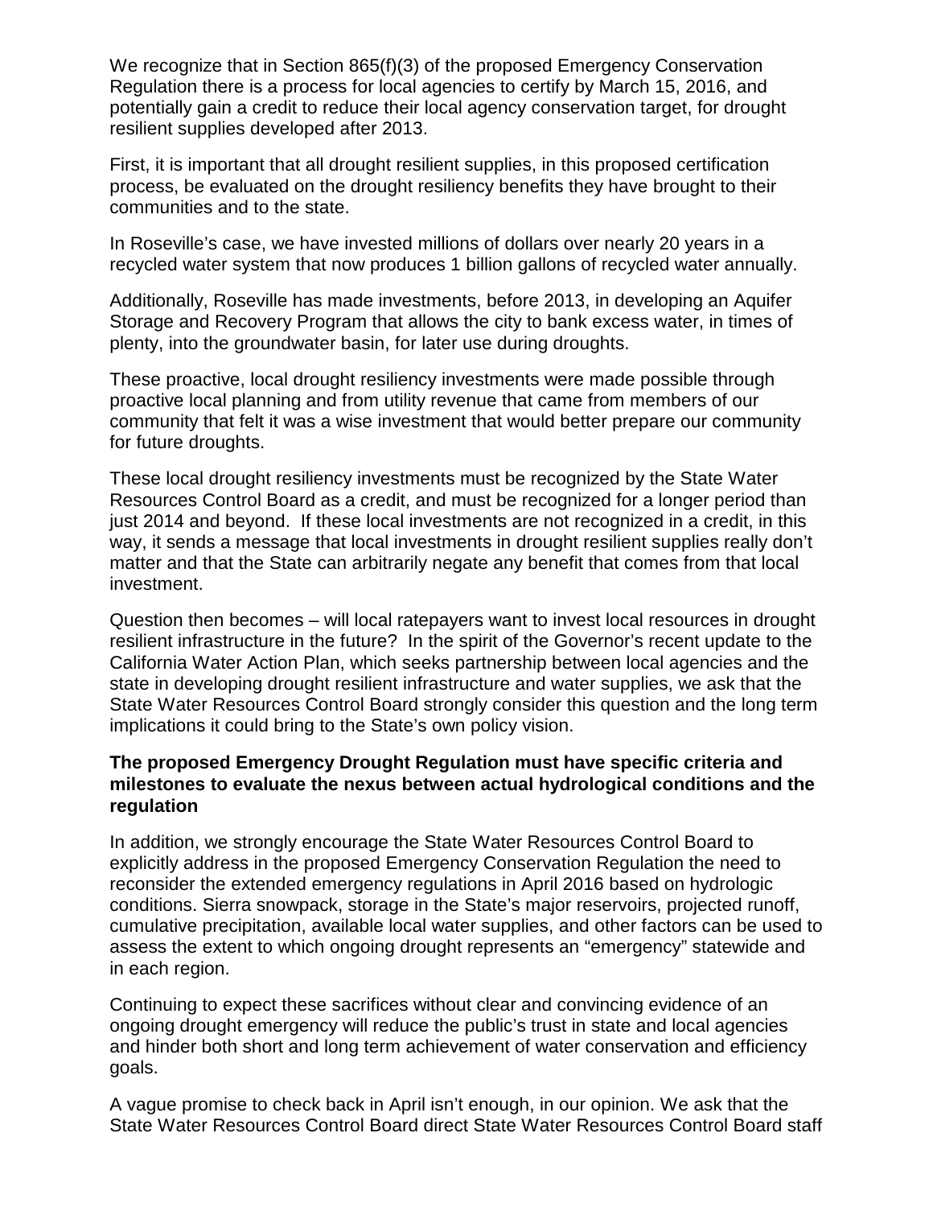We recognize that in Section 865(f)(3) of the proposed Emergency Conservation Regulation there is a process for local agencies to certify by March 15, 2016, and potentially gain a credit to reduce their local agency conservation target, for drought resilient supplies developed after 2013.

First, it is important that all drought resilient supplies, in this proposed certification process, be evaluated on the drought resiliency benefits they have brought to their communities and to the state.

In Roseville's case, we have invested millions of dollars over nearly 20 years in a recycled water system that now produces 1 billion gallons of recycled water annually.

Additionally, Roseville has made investments, before 2013, in developing an Aquifer Storage and Recovery Program that allows the city to bank excess water, in times of plenty, into the groundwater basin, for later use during droughts.

These proactive, local drought resiliency investments were made possible through proactive local planning and from utility revenue that came from members of our community that felt it was a wise investment that would better prepare our community for future droughts.

These local drought resiliency investments must be recognized by the State Water Resources Control Board as a credit, and must be recognized for a longer period than just 2014 and beyond. If these local investments are not recognized in a credit, in this way, it sends a message that local investments in drought resilient supplies really don't matter and that the State can arbitrarily negate any benefit that comes from that local investment.

Question then becomes – will local ratepayers want to invest local resources in drought resilient infrastructure in the future? In the spirit of the Governor's recent update to the California Water Action Plan, which seeks partnership between local agencies and the state in developing drought resilient infrastructure and water supplies, we ask that the State Water Resources Control Board strongly consider this question and the long term implications it could bring to the State's own policy vision.

**The proposed Emergency Drought Regulation must have specific criteria and milestones to evaluate the nexus between actual hydrological conditions and the regulation**

In addition, we strongly encourage the State Water Resources Control Board to explicitly address in the proposed Emergency Conservation Regulation the need to reconsider the extended emergency regulations in April 2016 based on hydrologic conditions. Sierra snowpack, storage in the State's major reservoirs, projected runoff, cumulative precipitation, available local water supplies, and other factors can be used to assess the extent to which ongoing drought represents an "emergency" statewide and in each region.

Continuing to expect these sacrifices without clear and convincing evidence of an ongoing drought emergency will reduce the public's trust in state and local agencies and hinder both short and long term achievement of water conservation and efficiency goals.

A vague promise to check back in April isn't enough, in our opinion. We ask that the State Water Resources Control Board direct State Water Resources Control Board staff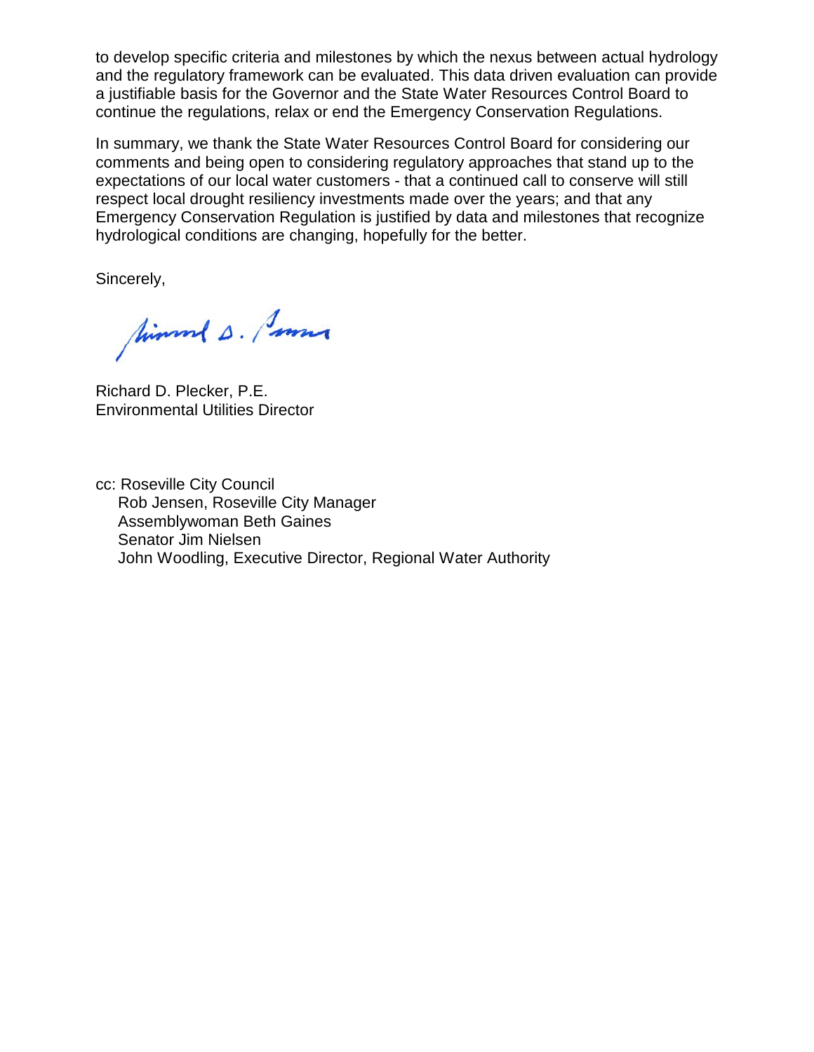to develop specific criteria and milestones by which the nexus between actual hydrology and the regulatory framework can be evaluated. This data driven evaluation can provide a justifiable basis for the Governor and the State Water Resources Control Board to continue the regulations, relax or end the Emergency Conservation Regulations.

In summary, we thank the State Water Resources Control Board for considering our comments and being open to considering regulatory approaches that stand up to the expectations of our local water customers - that a continued call to conserve will still respect local drought resiliency investments made over the years; and that any Emergency Conservation Regulation is justified by data and milestones that recognize hydrological conditions are changing, hopefully for the better.

Sincerely,

Richard D. Plecker, P.E.
Environmental Utilities Director

cc: Roseville City Council
Rob Jensen, Roseville City Manager
Assemblywoman Beth Gaines
Senator Jim Nielsen
John Woodling, Executive Director, Regional Water Authority